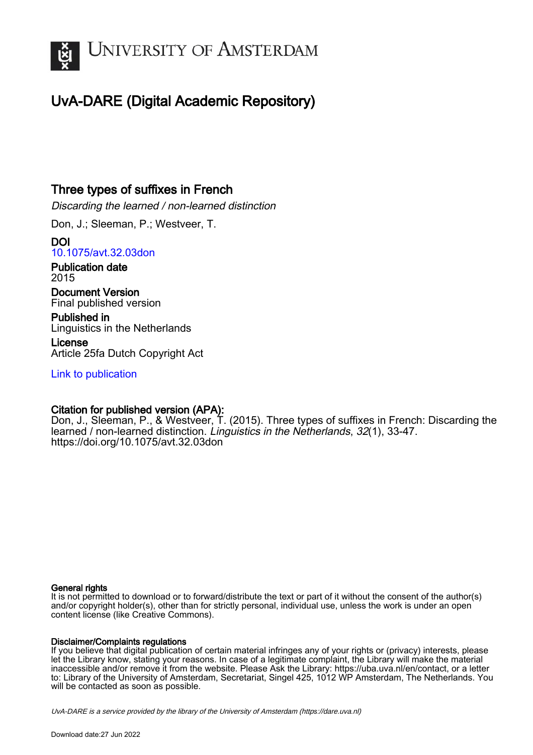# UvA-DARE (Digital Academic Repository)

## Three types of suffixes in French

*Discarding the learned / non-learned distinction*

Don, J.; Sleeman, P.; Westveer, T.

**DOI**
10.1075/avt.32.03don

**Publication date**
2015

**Document Version**
Final published version

**Published in**
Linguistics in the Netherlands

**License**
Article 25fa Dutch Copyright Act

Link to publication

**Citation for published version (APA):**
Don, J., Sleeman, P., & Westveer, T. (2015). Three types of suffixes in French: Discarding the learned / non-learned distinction. *Linguistics in the Netherlands*, *32*(1), 33-47. https://doi.org/10.1075/avt.32.03don

**General rights**
It is not permitted to download or to forward/distribute the text or part of it without the consent of the author(s) and/or copyright holder(s), other than for strictly personal, individual use, unless the work is under an open content license (like Creative Commons).

**Disclaimer/Complaints regulations**
If you believe that digital publication of certain material infringes any of your rights or (privacy) interests, please let the Library know, stating your reasons. In case of a legitimate complaint, the Library will make the material inaccessible and/or remove it from the website. Please Ask the Library: https://uba.uva.nl/en/contact, or a letter to: Library of the University of Amsterdam, Secretariat, Singel 425, 1012 WP Amsterdam, The Netherlands. You will be contacted as soon as possible.

*UvA-DARE is a service provided by the library of the University of Amsterdam (https://dare.uva.nl)*

Download date:27 Jun 2022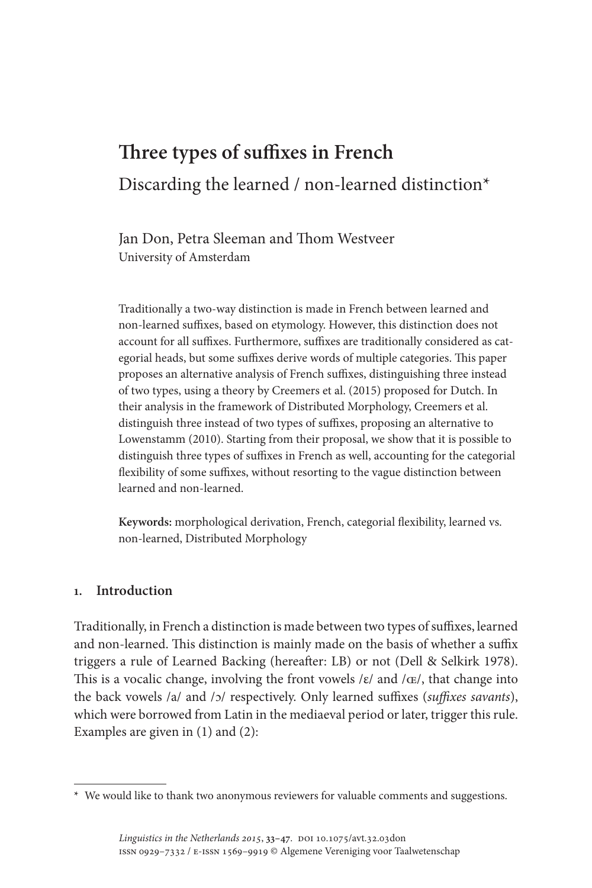# Three types of suffixes in French

## Discarding the learned / non-learned distinction*

Jan Don, Petra Sleeman and Thom Westveer
University of Amsterdam

Traditionally a two-way distinction is made in French between learned and non-learned suffixes, based on etymology. However, this distinction does not account for all suffixes. Furthermore, suffixes are traditionally considered as categorial heads, but some suffixes derive words of multiple categories. This paper proposes an alternative analysis of French suffixes, distinguishing three instead of two types, using a theory by Creemers et al. (2015) proposed for Dutch. In their analysis in the framework of Distributed Morphology, Creemers et al. distinguish three instead of two types of suffixes, proposing an alternative to Lowenstamm (2010). Starting from their proposal, we show that it is possible to distinguish three types of suffixes in French as well, accounting for the categorial flexibility of some suffixes, without resorting to the vague distinction between learned and non-learned.

**Keywords:** morphological derivation, French, categorial flexibility, learned vs. non-learned, Distributed Morphology

## 1. Introduction

Traditionally, in French a distinction is made between two types of suffixes, learned and non-learned. This distinction is mainly made on the basis of whether a suffix triggers a rule of Learned Backing (hereafter: LB) or not (Dell & Selkirk 1978). This is a vocalic change, involving the front vowels /ɛ/ and /œ/, that change into the back vowels /a/ and /ɔ/ respectively. Only learned suffixes (*suffixes savants*), which were borrowed from Latin in the mediaeval period or later, trigger this rule. Examples are given in (1) and (2):

* We would like to thank two anonymous reviewers for valuable comments and suggestions.

*Linguistics in the Netherlands 2015*, **33–47**. DOI 10.1075/avt.32.03don
ISSN 0929–7332 / E-ISSN 1569–9919 © Algemene Vereniging voor Taalwetenschap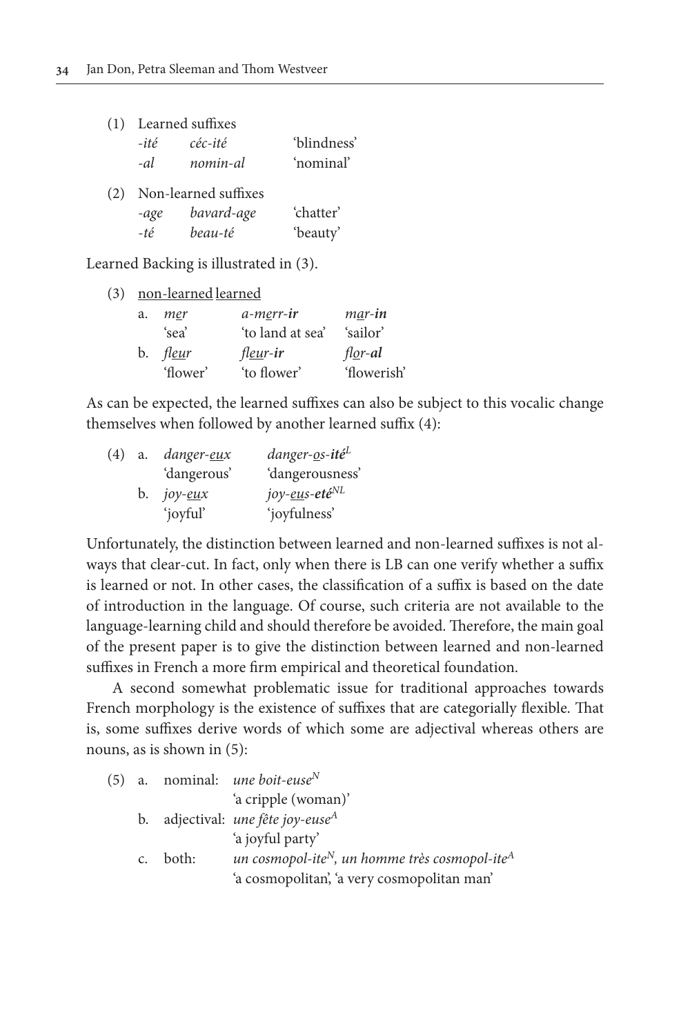(1) Learned suffixes

| | | |
|---|---|---|
| *-ité* | *céc-ité* | 'blindness' |
| *-al* | *nomin-al* | 'nominal' |

(2) Non-learned suffixes

| | | |
|---|---|---|
| *-age* | *bavard-age* | 'chatter' |
| *-té* | *beau-té* | 'beauty' |

Learned Backing is illustrated in (3).

(3)

| | non-learned | learned | |
|---|---|---|---|
| a. | *m<u>e</u>r* | *a-m<u>e</u>rr-**ir*** | *m<u>a</u>r-**in*** |
| | 'sea' | 'to land at sea' | 'sailor' |
| b. | *fl<u>eu</u>r* | *fl<u>eu</u>r-**ir*** | *fl<u>o</u>r-**al*** |
| | 'flower' | 'to flower' | 'flowerish' |

As can be expected, the learned suffixes can also be subject to this vocalic change themselves when followed by another learned suffix (4):

(4)

| | | |
|---|---|---|
| a. | *danger-<u>eu</u>x* | *danger-<u>o</u>s-**ité***[L] |
| | 'dangerous' | 'dangerousness' |
| b. | *joy-<u>eu</u>x* | *joy-<u>eu</u>s-**eté***[NL] |
| | 'joyful' | 'joyfulness' |

Unfortunately, the distinction between learned and non-learned suffixes is not always that clear-cut. In fact, only when there is LB can one verify whether a suffix is learned or not. In other cases, the classification of a suffix is based on the date of introduction in the language. Of course, such criteria are not available to the language-learning child and should therefore be avoided. Therefore, the main goal of the present paper is to give the distinction between learned and non-learned suffixes in French a more firm empirical and theoretical foundation.

A second somewhat problematic issue for traditional approaches towards French morphology is the existence of suffixes that are categorially flexible. That is, some suffixes derive words of which some are adjectival whereas others are nouns, as is shown in (5):

(5)

| | | |
|---|---|---|
| a. | nominal: | *une boit-euse*[N] |
| | | 'a cripple (woman)' |
| b. | adjectival: | *une fête joy-euse*[A] |
| | | 'a joyful party' |
| c. | both: | *un cosmopol-ite*[N]*, un homme très cosmopol-ite*[A] |
| | | 'a cosmopolitan', 'a very cosmopolitan man' |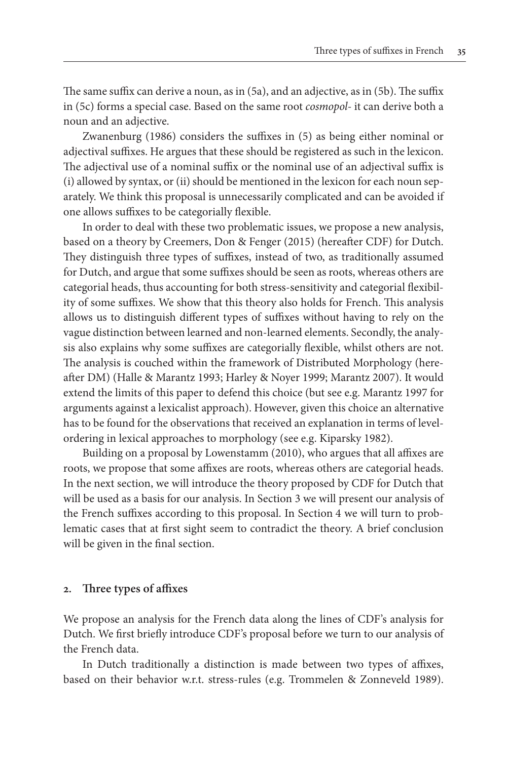The same suffix can derive a noun, as in (5a), and an adjective, as in (5b). The suffix in (5c) forms a special case. Based on the same root *cosmopol-* it can derive both a noun and an adjective.

Zwanenburg (1986) considers the suffixes in (5) as being either nominal or adjectival suffixes. He argues that these should be registered as such in the lexicon. The adjectival use of a nominal suffix or the nominal use of an adjectival suffix is (i) allowed by syntax, or (ii) should be mentioned in the lexicon for each noun separately. We think this proposal is unnecessarily complicated and can be avoided if one allows suffixes to be categorially flexible.

In order to deal with these two problematic issues, we propose a new analysis, based on a theory by Creemers, Don & Fenger (2015) (hereafter CDF) for Dutch. They distinguish three types of suffixes, instead of two, as traditionally assumed for Dutch, and argue that some suffixes should be seen as roots, whereas others are categorial heads, thus accounting for both stress-sensitivity and categorial flexibility of some suffixes. We show that this theory also holds for French. This analysis allows us to distinguish different types of suffixes without having to rely on the vague distinction between learned and non-learned elements. Secondly, the analysis also explains why some suffixes are categorially flexible, whilst others are not. The analysis is couched within the framework of Distributed Morphology (hereafter DM) (Halle & Marantz 1993; Harley & Noyer 1999; Marantz 2007). It would extend the limits of this paper to defend this choice (but see e.g. Marantz 1997 for arguments against a lexicalist approach). However, given this choice an alternative has to be found for the observations that received an explanation in terms of level-ordering in lexical approaches to morphology (see e.g. Kiparsky 1982).

Building on a proposal by Lowenstamm (2010), who argues that all affixes are roots, we propose that some affixes are roots, whereas others are categorial heads. In the next section, we will introduce the theory proposed by CDF for Dutch that will be used as a basis for our analysis. In Section 3 we will present our analysis of the French suffixes according to this proposal. In Section 4 we will turn to problematic cases that at first sight seem to contradict the theory. A brief conclusion will be given in the final section.

## 2. Three types of affixes

We propose an analysis for the French data along the lines of CDF's analysis for Dutch. We first briefly introduce CDF's proposal before we turn to our analysis of the French data.

In Dutch traditionally a distinction is made between two types of affixes, based on their behavior w.r.t. stress-rules (e.g. Trommelen & Zonneveld 1989).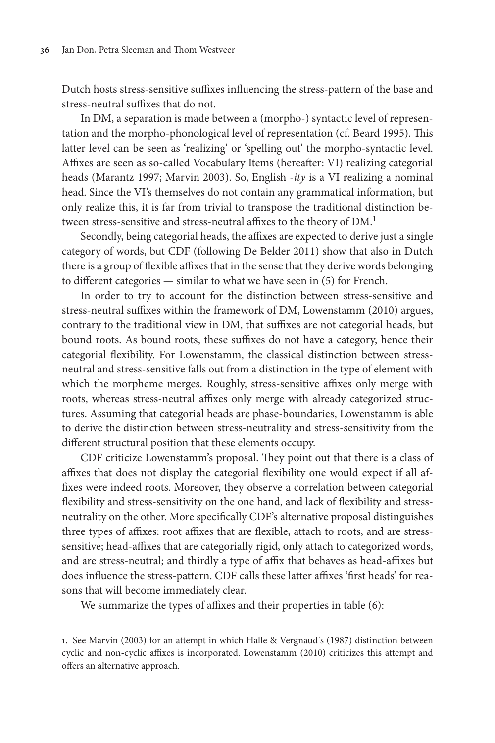Dutch hosts stress-sensitive suffixes influencing the stress-pattern of the base and stress-neutral suffixes that do not.

In DM, a separation is made between a (morpho-) syntactic level of representation and the morpho-phonological level of representation (cf. Beard 1995). This latter level can be seen as 'realizing' or 'spelling out' the morpho-syntactic level. Affixes are seen as so-called Vocabulary Items (hereafter: VI) realizing categorial heads (Marantz 1997; Marvin 2003). So, English *-ity* is a VI realizing a nominal head. Since the VI's themselves do not contain any grammatical information, but only realize this, it is far from trivial to transpose the traditional distinction between stress-sensitive and stress-neutral affixes to the theory of DM.[1]

Secondly, being categorial heads, the affixes are expected to derive just a single category of words, but CDF (following De Belder 2011) show that also in Dutch there is a group of flexible affixes that in the sense that they derive words belonging to different categories — similar to what we have seen in (5) for French.

In order to try to account for the distinction between stress-sensitive and stress-neutral suffixes within the framework of DM, Lowenstamm (2010) argues, contrary to the traditional view in DM, that suffixes are not categorial heads, but bound roots. As bound roots, these suffixes do not have a category, hence their categorial flexibility. For Lowenstamm, the classical distinction between stress-neutral and stress-sensitive falls out from a distinction in the type of element with which the morpheme merges. Roughly, stress-sensitive affixes only merge with roots, whereas stress-neutral affixes only merge with already categorized structures. Assuming that categorial heads are phase-boundaries, Lowenstamm is able to derive the distinction between stress-neutrality and stress-sensitivity from the different structural position that these elements occupy.

CDF criticize Lowenstamm's proposal. They point out that there is a class of affixes that does not display the categorial flexibility one would expect if all affixes were indeed roots. Moreover, they observe a correlation between categorial flexibility and stress-sensitivity on the one hand, and lack of flexibility and stress-neutrality on the other. More specifically CDF's alternative proposal distinguishes three types of affixes: root affixes that are flexible, attach to roots, and are stress-sensitive; head-affixes that are categorially rigid, only attach to categorized words, and are stress-neutral; and thirdly a type of affix that behaves as head-affixes but does influence the stress-pattern. CDF calls these latter affixes 'first heads' for reasons that will become immediately clear.

We summarize the types of affixes and their properties in table (6):

---

[1]. See Marvin (2003) for an attempt in which Halle & Vergnaud's (1987) distinction between cyclic and non-cyclic affixes is incorporated. Lowenstamm (2010) criticizes this attempt and offers an alternative approach.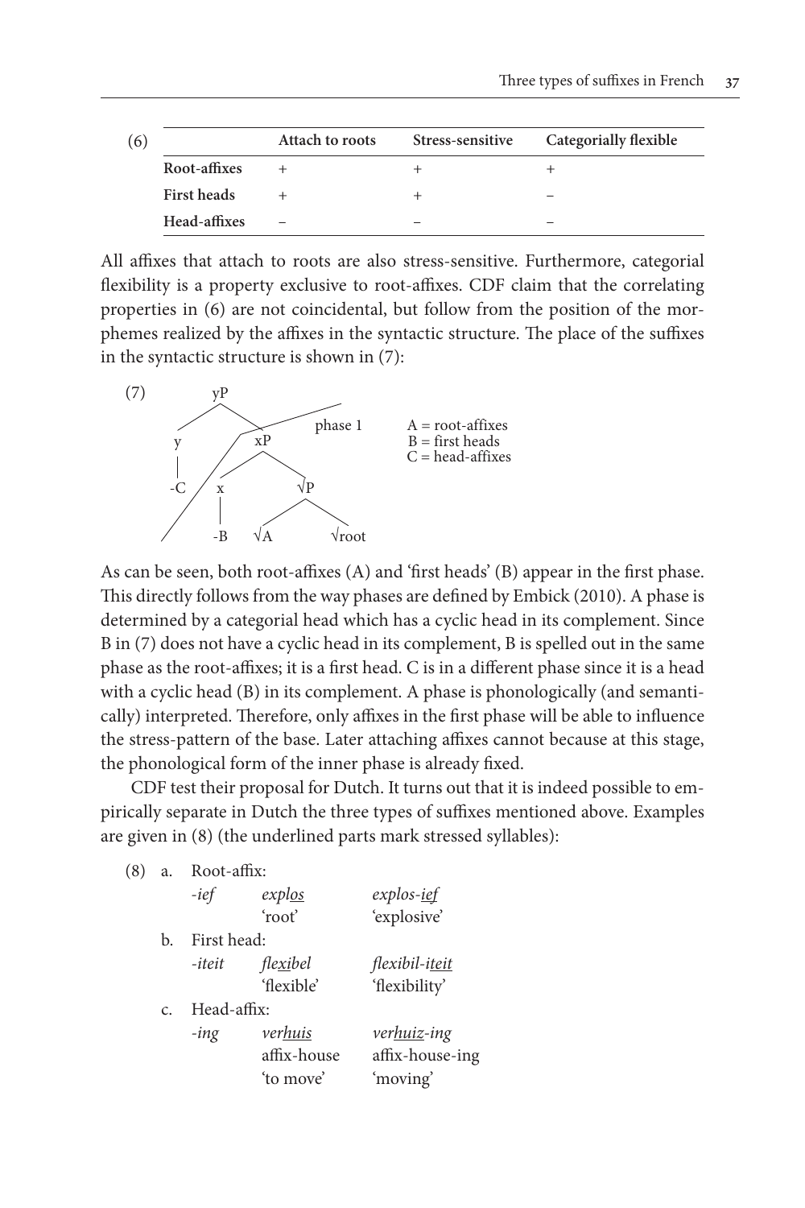(6)

| | Attach to roots | Stress-sensitive | Categorially flexible |
|---|---|---|---|
| **Root-affixes** | + | + | + |
| **First heads** | + | + | – |
| **Head-affixes** | – | – | – |

All affixes that attach to roots are also stress-sensitive. Furthermore, categorial flexibility is a property exclusive to root-affixes. CDF claim that the correlating properties in (6) are not coincidental, but follow from the position of the morphemes realized by the affixes in the syntactic structure. The place of the suffixes in the syntactic structure is shown in (7):

(7)

```
            yP
           /  \
          y    xP          phase 1        A = root-affixes
          |   /  \                        B = first heads
         -C  x    √P                      C = head-affixes
             |   /  \
            -B  √A   √root
```

As can be seen, both root-affixes (A) and 'first heads' (B) appear in the first phase. This directly follows from the way phases are defined by Embick (2010). A phase is determined by a categorial head which has a cyclic head in its complement. Since B in (7) does not have a cyclic head in its complement, B is spelled out in the same phase as the root-affixes; it is a first head. C is in a different phase since it is a head with a cyclic head (B) in its complement. A phase is phonologically (and semantically) interpreted. Therefore, only affixes in the first phase will be able to influence the stress-pattern of the base. Later attaching affixes cannot because at this stage, the phonological form of the inner phase is already fixed.

CDF test their proposal for Dutch. It turns out that it is indeed possible to empirically separate in Dutch the three types of suffixes mentioned above. Examples are given in (8) (the underlined parts mark stressed syllables):

(8) a. Root-affix:

| | | |
|---|---|---|
| *-ief* | *expl<u>os</u>* | *explos-<u>ief</u>* |
| | 'root' | 'explosive' |

b. First head:

| | | |
|---|---|---|
| *-iteit* | *fle<u>xi</u>bel* | *flexibil-i<u>teit</u>* |
| | 'flexible' | 'flexibility' |

c. Head-affix:

| | | |
|---|---|---|
| *-ing* | *ver<u>huis</u>* | *ver<u>huiz</u>-ing* |
| | affix-house | affix-house-ing |
| | 'to move' | 'moving' |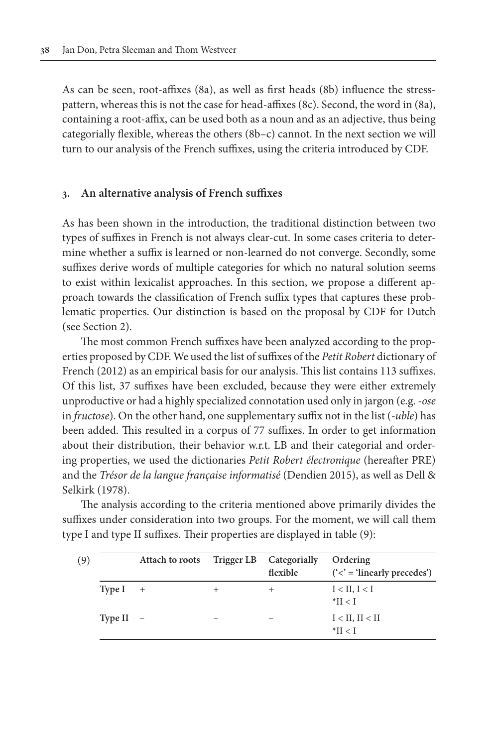As can be seen, root-affixes (8a), as well as first heads (8b) influence the stress-pattern, whereas this is not the case for head-affixes (8c). Second, the word in (8a), containing a root-affix, can be used both as a noun and as an adjective, thus being categorially flexible, whereas the others (8b–c) cannot. In the next section we will turn to our analysis of the French suffixes, using the criteria introduced by CDF.

## 3. An alternative analysis of French suffixes

As has been shown in the introduction, the traditional distinction between two types of suffixes in French is not always clear-cut. In some cases criteria to determine whether a suffix is learned or non-learned do not converge. Secondly, some suffixes derive words of multiple categories for which no natural solution seems to exist within lexicalist approaches. In this section, we propose a different approach towards the classification of French suffix types that captures these problematic properties. Our distinction is based on the proposal by CDF for Dutch (see Section 2).

The most common French suffixes have been analyzed according to the properties proposed by CDF. We used the list of suffixes of the *Petit Robert* dictionary of French (2012) as an empirical basis for our analysis. This list contains 113 suffixes. Of this list, 37 suffixes have been excluded, because they were either extremely unproductive or had a highly specialized connotation used only in jargon (e.g. *-ose* in *fructose*). On the other hand, one supplementary suffix not in the list (*-uble*) has been added. This resulted in a corpus of 77 suffixes. In order to get information about their distribution, their behavior w.r.t. LB and their categorial and ordering properties, we used the dictionaries *Petit Robert électronique* (hereafter PRE) and the *Trésor de la langue française informatisé* (Dendien 2015), as well as Dell & Selkirk (1978).

The analysis according to the criteria mentioned above primarily divides the suffixes under consideration into two groups. For the moment, we will call them type I and type II suffixes. Their properties are displayed in table (9):

(9)

| | Attach to roots | Trigger LB | Categorially flexible | Ordering ('<' = 'linearly precedes') |
|---|---|---|---|---|
| **Type I** | + | + | + | I < II, I < I<br>*II < I |
| **Type II** | – | – | – | I < II, II < II<br>*II < I |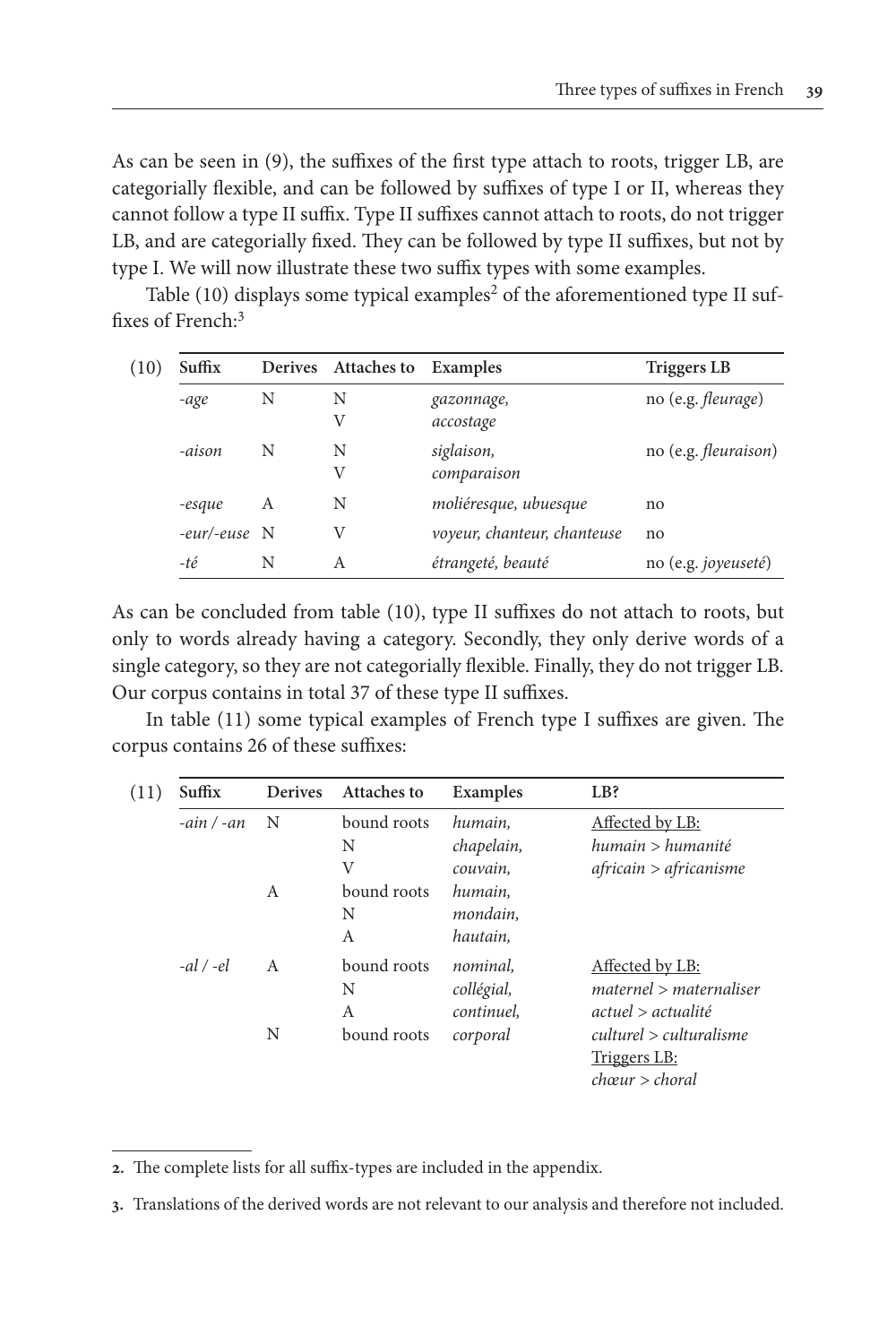As can be seen in (9), the suffixes of the first type attach to roots, trigger LB, are categorially flexible, and can be followed by suffixes of type I or II, whereas they cannot follow a type II suffix. Type II suffixes cannot attach to roots, do not trigger LB, and are categorially fixed. They can be followed by type II suffixes, but not by type I. We will now illustrate these two suffix types with some examples.

Table (10) displays some typical examples[2] of the aforementioned type II suffixes of French:[3]

(10)

| Suffix | Derives | Attaches to | Examples | Triggers LB |
|---|---|---|---|---|
| *-age* | N | N<br>V | *gazonnage,*<br>*accostage* | no (e.g. *fleurage*) |
| *-aison* | N | N<br>V | *siglaison,*<br>*comparaison* | no (e.g. *fleuraison*) |
| *-esque* | A | N | *moliéresque, ubuesque* | no |
| *-eur/-euse* | N | V | *voyeur, chanteur, chanteuse* | no |
| *-té* | N | A | *étrangeté, beauté* | no (e.g. *joyeuseté*) |

As can be concluded from table (10), type II suffixes do not attach to roots, but only to words already having a category. Secondly, they only derive words of a single category, so they are not categorially flexible. Finally, they do not trigger LB. Our corpus contains in total 37 of these type II suffixes.

In table (11) some typical examples of French type I suffixes are given. The corpus contains 26 of these suffixes:

(11)

| Suffix | Derives | Attaches to | Examples | LB? |
|---|---|---|---|---|
| *-ain / -an* | N | bound roots<br>N<br>V | *humain,*<br>*chapelain,*<br>*couvain,* | Affected by LB:<br>*humain > humanité*<br>*africain > africanisme* |
| | A | bound roots<br>N<br>A | *humain,*<br>*mondain,*<br>*hautain,* | |
| *-al / -el* | A | bound roots<br>N<br>A | *nominal,*<br>*collégial,*<br>*continuel,* | Affected by LB:<br>*maternel > maternaliser*<br>*actuel > actualité*<br>*culturel > culturalisme* |
| | N | bound roots | *corporal* | Triggers LB:<br>*chœur > choral* |

2. The complete lists for all suffix-types are included in the appendix.

3. Translations of the derived words are not relevant to our analysis and therefore not included.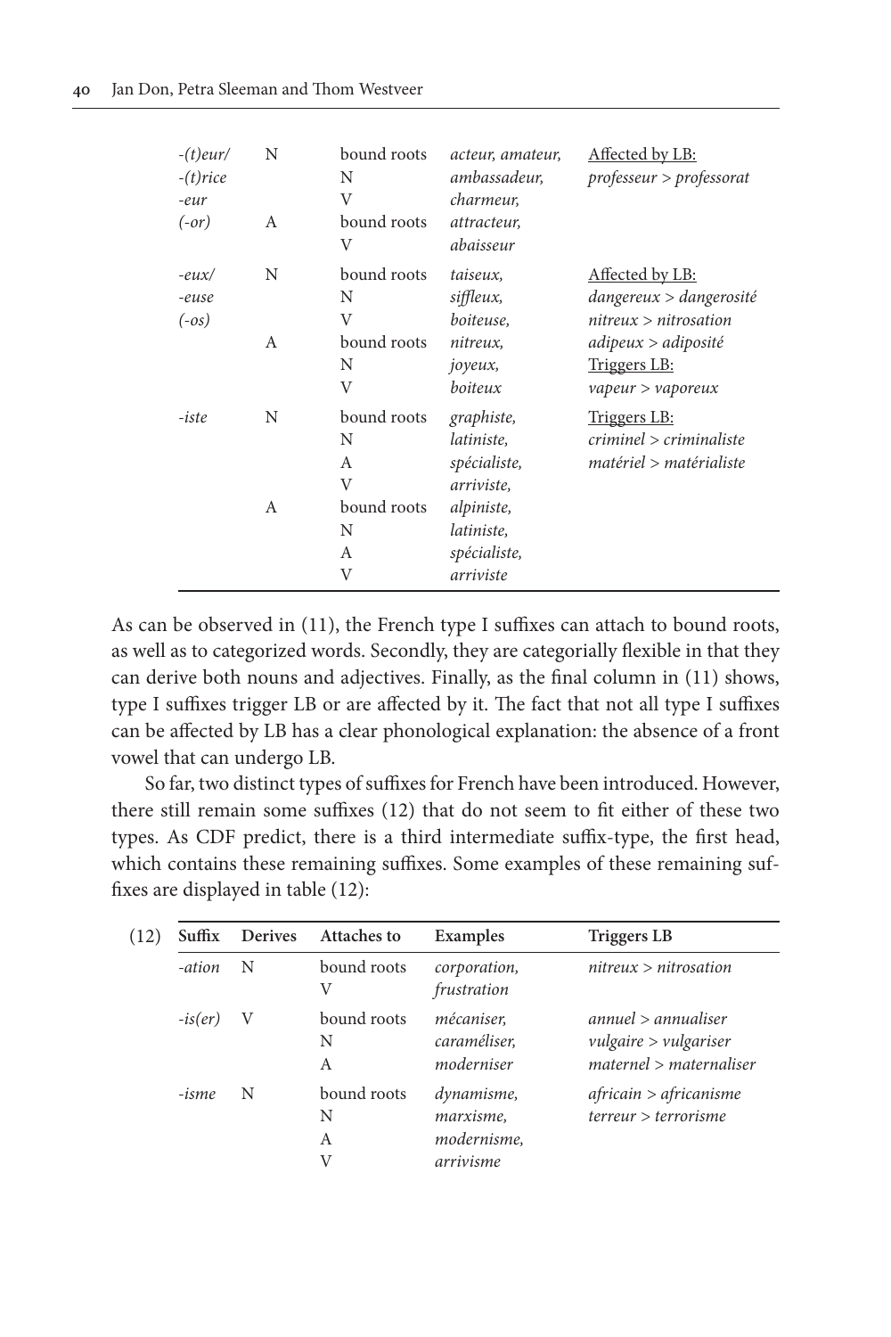| | | | | |
|---|---|---|---|---|
| *-(t)eur/* *-(t)rice* *-eur* *(-or)* | N | bound roots N V | *acteur, amateur,* *ambassadeur,* *charmeur,* | Affected by LB: *professeur > professorat* |
| | A | bound roots V | *attracteur,* *abaisseur* | |
| *-eux/* *-euse* *(-os)* | N | bound roots N V | *taiseux,* *siffleux,* *boiteuse,* | Affected by LB: *dangereux > dangerosité* *nitreux > nitrosation* |
| | A | bound roots N V | *nitreux,* *joyeux,* *boiteux* | *adipeux > adiposité* Triggers LB: *vapeur > vaporeux* |
| *-iste* | N | bound roots N A V | *graphiste,* *latiniste,* *spécialiste,* *arriviste,* | Triggers LB: *criminel > criminaliste* *matériel > matérialiste* |
| | A | bound roots N A V | *alpiniste,* *latiniste,* *spécialiste,* *arriviste* | |

As can be observed in (11), the French type I suffixes can attach to bound roots, as well as to categorized words. Secondly, they are categorially flexible in that they can derive both nouns and adjectives. Finally, as the final column in (11) shows, type I suffixes trigger LB or are affected by it. The fact that not all type I suffixes can be affected by LB has a clear phonological explanation: the absence of a front vowel that can undergo LB.

So far, two distinct types of suffixes for French have been introduced. However, there still remain some suffixes (12) that do not seem to fit either of these two types. As CDF predict, there is a third intermediate suffix-type, the first head, which contains these remaining suffixes. Some examples of these remaining suffixes are displayed in table (12):

(12)

| Suffix | Derives | Attaches to | Examples | Triggers LB |
|---|---|---|---|---|
| *-ation* | N | bound roots V | *corporation,* *frustration* | *nitreux > nitrosation* |
| *-is(er)* | V | bound roots N A | *mécaniser,* *caraméliser,* *moderniser* | *annuel > annualiser* *vulgaire > vulgariser* *maternel > maternaliser* |
| *-isme* | N | bound roots N A V | *dynamisme,* *marxisme,* *modernisme,* *arrivisme* | *africain > africanisme* *terreur > terrorisme* |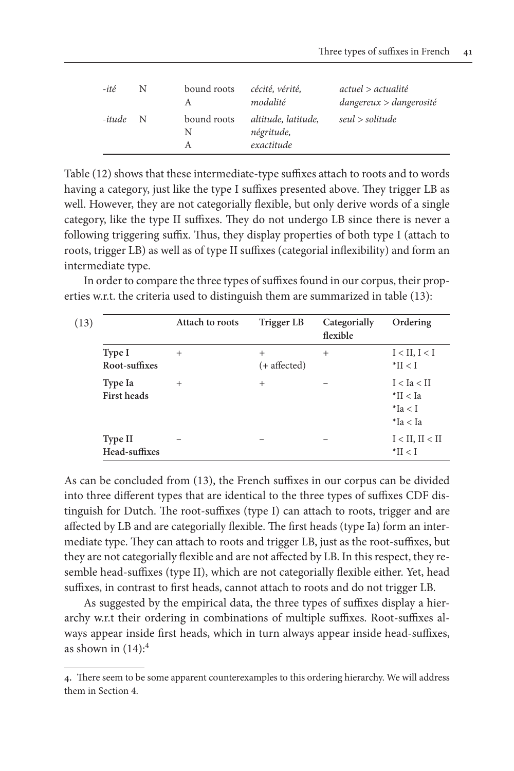| | | | | |
|---|---|---|---|---|
| *-ité* | N | bound roots<br>A | *cécité, vérité, modalité* | *actuel > actualité*<br>*dangereux > dangerosité* |
| *-itude* | N | bound roots<br>N<br>A | *altitude, latitude, négritude, exactitude* | *seul > solitude* |

Table (12) shows that these intermediate-type suffixes attach to roots and to words having a category, just like the type I suffixes presented above. They trigger LB as well. However, they are not categorially flexible, but only derive words of a single category, like the type II suffixes. They do not undergo LB since there is never a following triggering suffix. Thus, they display properties of both type I (attach to roots, trigger LB) as well as of type II suffixes (categorial inflexibility) and form an intermediate type.

In order to compare the three types of suffixes found in our corpus, their properties w.r.t. the criteria used to distinguish them are summarized in table (13):

(13)

| | **Attach to roots** | **Trigger LB** | **Categorially flexible** | **Ordering** |
|---|---|---|---|---|
| **Type I**<br>**Root-suffixes** | + | +<br>(+ affected) | + | I < II, I < I<br>*II < I |
| **Type Ia**<br>**First heads** | + | + | – | I < Ia < II<br>*II < Ia<br>*Ia < I<br>*Ia < Ia |
| **Type II**<br>**Head-suffixes** | – | – | – | I < II, II < II<br>*II < I |

As can be concluded from (13), the French suffixes in our corpus can be divided into three different types that are identical to the three types of suffixes CDF distinguish for Dutch. The root-suffixes (type I) can attach to roots, trigger and are affected by LB and are categorially flexible. The first heads (type Ia) form an intermediate type. They can attach to roots and trigger LB, just as the root-suffixes, but they are not categorially flexible and are not affected by LB. In this respect, they resemble head-suffixes (type II), which are not categorially flexible either. Yet, head suffixes, in contrast to first heads, cannot attach to roots and do not trigger LB.

As suggested by the empirical data, the three types of suffixes display a hierarchy w.r.t their ordering in combinations of multiple suffixes. Root-suffixes always appear inside first heads, which in turn always appear inside head-suffixes, as shown in (14):[4]

---

**4.** There seem to be some apparent counterexamples to this ordering hierarchy. We will address them in Section 4.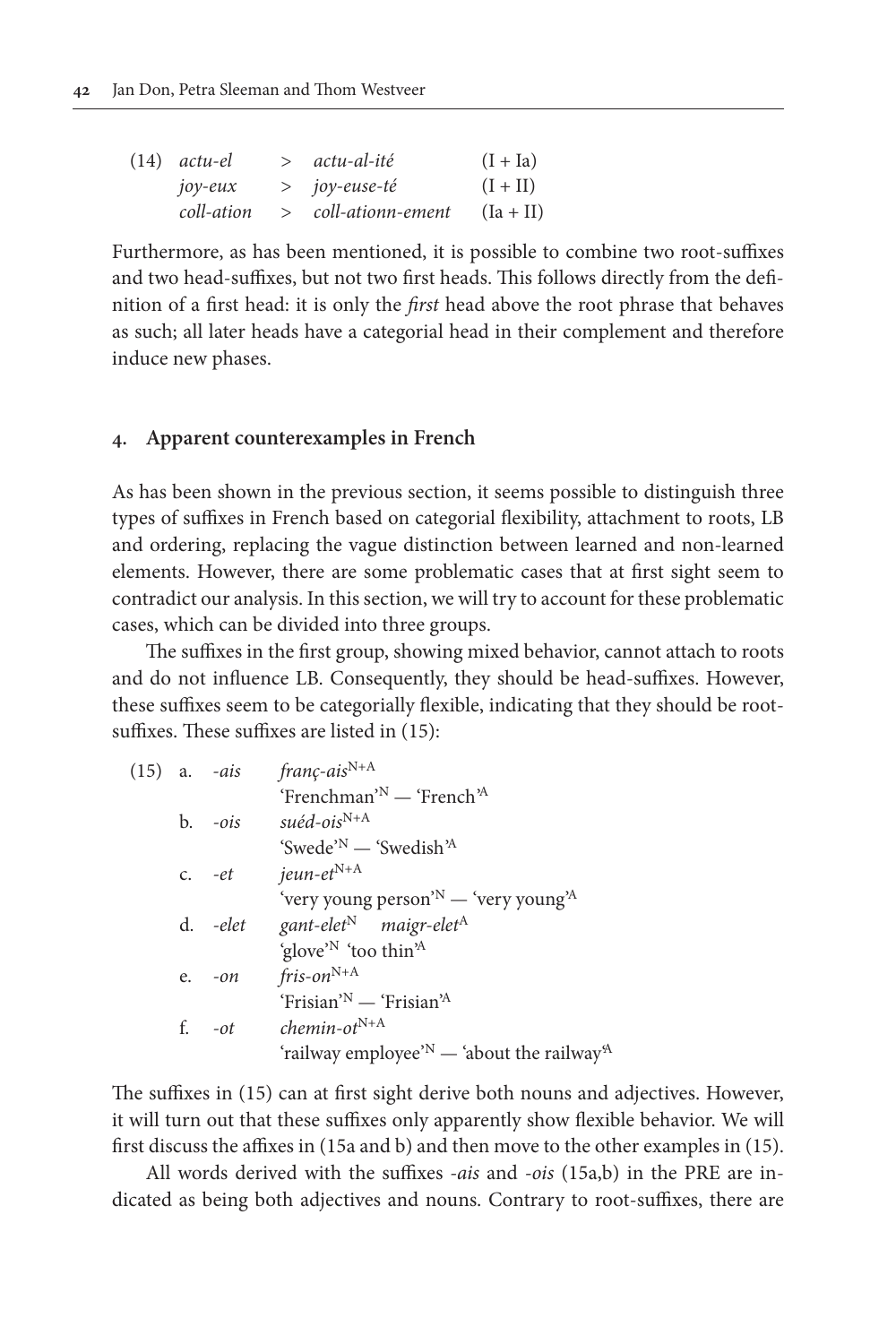(14) *actu-el* > *actu-al-ité* (I + Ia)
*joy-eux* > *joy-euse-té* (I + II)
*coll-ation* > *coll-ationn-ement* (Ia + II)

Furthermore, as has been mentioned, it is possible to combine two root-suffixes and two head-suffixes, but not two first heads. This follows directly from the definition of a first head: it is only the *first* head above the root phrase that behaves as such; all later heads have a categorial head in their complement and therefore induce new phases.

## 4. Apparent counterexamples in French

As has been shown in the previous section, it seems possible to distinguish three types of suffixes in French based on categorial flexibility, attachment to roots, LB and ordering, replacing the vague distinction between learned and non-learned elements. However, there are some problematic cases that at first sight seem to contradict our analysis. In this section, we will try to account for these problematic cases, which can be divided into three groups.

The suffixes in the first group, showing mixed behavior, cannot attach to roots and do not influence LB. Consequently, they should be head-suffixes. However, these suffixes seem to be categorially flexible, indicating that they should be root-suffixes. These suffixes are listed in (15):

(15) a. *-ais* *franç-ais*$^{N+A}$
'Frenchman'$^{N}$ — 'French'$^{A}$
b. *-ois* *suéd-ois*$^{N+A}$
'Swede'$^{N}$ — 'Swedish'$^{A}$
c. *-et* *jeun-et*$^{N+A}$
'very young person'$^{N}$ — 'very young'$^{A}$
d. *-elet* *gant-elet*$^{N}$ *maigr-elet*$^{A}$
'glove'$^{N}$ 'too thin'$^{A}$
e. *-on* *fris-on*$^{N+A}$
'Frisian'$^{N}$ — 'Frisian'$^{A}$
f. *-ot* *chemin-ot*$^{N+A}$
'railway employee'$^{N}$ — 'about the railway'$^{A}$

The suffixes in (15) can at first sight derive both nouns and adjectives. However, it will turn out that these suffixes only apparently show flexible behavior. We will first discuss the affixes in (15a and b) and then move to the other examples in (15).

All words derived with the suffixes *-ais* and *-ois* (15a,b) in the PRE are indicated as being both adjectives and nouns. Contrary to root-suffixes, there are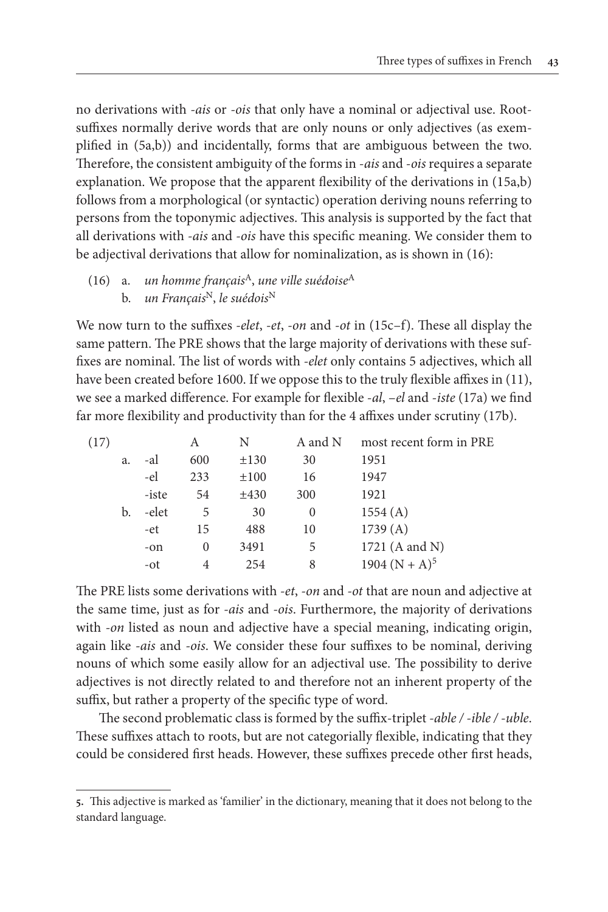no derivations with *-ais* or *-ois* that only have a nominal or adjectival use. Root-suffixes normally derive words that are only nouns or only adjectives (as exemplified in (5a,b)) and incidentally, forms that are ambiguous between the two. Therefore, the consistent ambiguity of the forms in *-ais* and *-ois* requires a separate explanation. We propose that the apparent flexibility of the derivations in (15a,b) follows from a morphological (or syntactic) operation deriving nouns referring to persons from the toponymic adjectives. This analysis is supported by the fact that all derivations with *-ais* and *-ois* have this specific meaning. We consider them to be adjectival derivations that allow for nominalization, as is shown in (16):

(16) a. *un homme français*$^{A}$, *une ville suédoise*$^{A}$
     b. *un Français*$^{N}$, *le suédois*$^{N}$

We now turn to the suffixes *-elet*, *-et*, *-on* and *-ot* in (15c–f). These all display the same pattern. The PRE shows that the large majority of derivations with these suffixes are nominal. The list of words with *-elet* only contains 5 adjectives, which all have been created before 1600. If we oppose this to the truly flexible affixes in (11), we see a marked difference. For example for flexible *-al*, *–el* and *-iste* (17a) we find far more flexibility and productivity than for the 4 affixes under scrutiny (17b).

| (17) | | A | N | A and N | most recent form in PRE |
|---|---|---|---|---|---|
| a. | -al | 600 | ±130 | 30 | 1951 |
| | -el | 233 | ±100 | 16 | 1947 |
| | -iste | 54 | ±430 | 300 | 1921 |
| b. | -elet | 5 | 30 | 0 | 1554 (A) |
| | -et | 15 | 488 | 10 | 1739 (A) |
| | -on | 0 | 3491 | 5 | 1721 (A and N) |
| | -ot | 4 | 254 | 8 | 1904 (N + A)[5] |

The PRE lists some derivations with *-et*, *-on* and *-ot* that are noun and adjective at the same time, just as for *-ais* and *-ois*. Furthermore, the majority of derivations with *-on* listed as noun and adjective have a special meaning, indicating origin, again like *-ais* and *-ois*. We consider these four suffixes to be nominal, deriving nouns of which some easily allow for an adjectival use. The possibility to derive adjectives is not directly related to and therefore not an inherent property of the suffix, but rather a property of the specific type of word.

The second problematic class is formed by the suffix-triplet *-able* / *-ible* / *-uble*. These suffixes attach to roots, but are not categorially flexible, indicating that they could be considered first heads. However, these suffixes precede other first heads,

5. This adjective is marked as 'familier' in the dictionary, meaning that it does not belong to the standard language.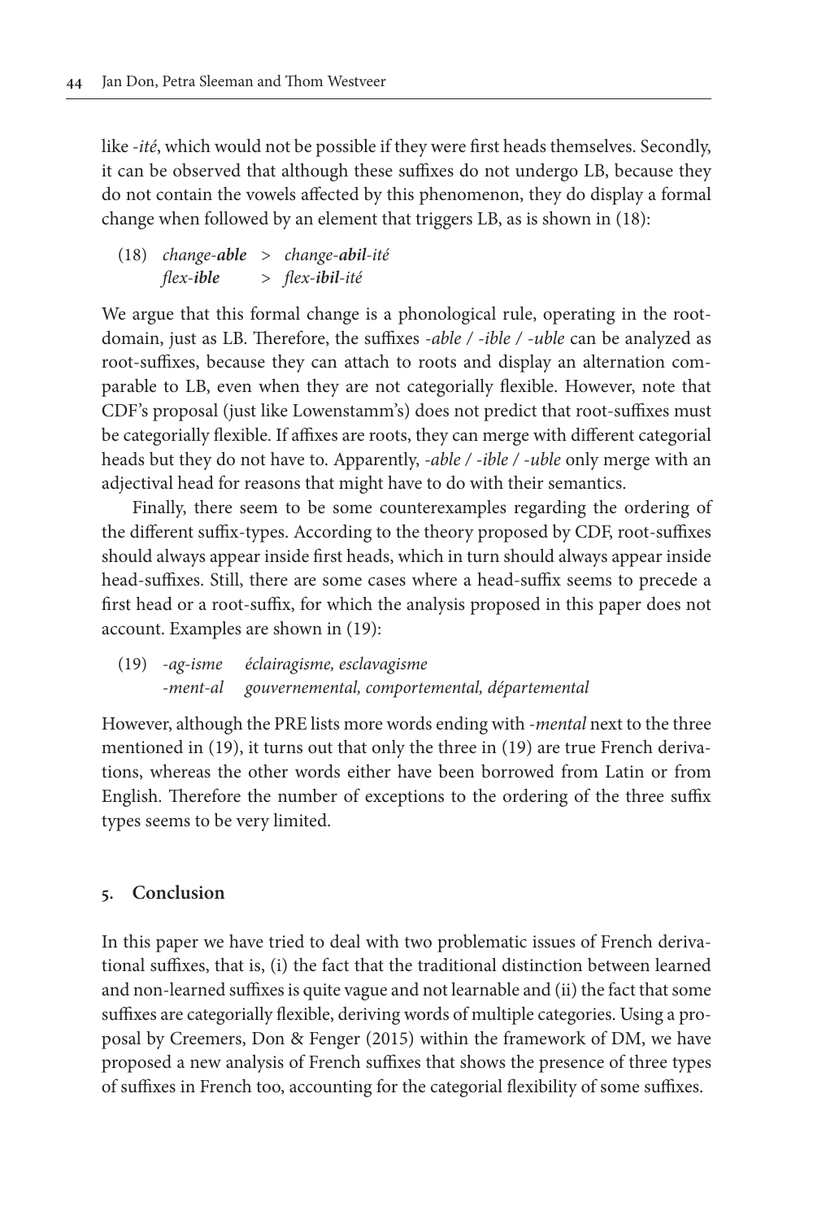like *-ité*, which would not be possible if they were first heads themselves. Secondly, it can be observed that although these suffixes do not undergo LB, because they do not contain the vowels affected by this phenomenon, they do display a formal change when followed by an element that triggers LB, as is shown in (18):

(18) *change-**able*** > *change-**abil**-ité*
*flex-**ible*** > *flex-**ibil**-ité*

We argue that this formal change is a phonological rule, operating in the root-domain, just as LB. Therefore, the suffixes *-able* / *-ible* / *-uble* can be analyzed as root-suffixes, because they can attach to roots and display an alternation comparable to LB, even when they are not categorially flexible. However, note that CDF's proposal (just like Lowenstamm's) does not predict that root-suffixes must be categorially flexible. If affixes are roots, they can merge with different categorial heads but they do not have to. Apparently, *-able* / *-ible* / *-uble* only merge with an adjectival head for reasons that might have to do with their semantics.

Finally, there seem to be some counterexamples regarding the ordering of the different suffix-types. According to the theory proposed by CDF, root-suffixes should always appear inside first heads, which in turn should always appear inside head-suffixes. Still, there are some cases where a head-suffix seems to precede a first head or a root-suffix, for which the analysis proposed in this paper does not account. Examples are shown in (19):

(19) *-ag-isme* *éclairagisme, esclavagisme*
*-ment-al* *gouvernemental, comportemental, départemental*

However, although the PRE lists more words ending with *-mental* next to the three mentioned in (19), it turns out that only the three in (19) are true French derivations, whereas the other words either have been borrowed from Latin or from English. Therefore the number of exceptions to the ordering of the three suffix types seems to be very limited.

## 5. Conclusion

In this paper we have tried to deal with two problematic issues of French derivational suffixes, that is, (i) the fact that the traditional distinction between learned and non-learned suffixes is quite vague and not learnable and (ii) the fact that some suffixes are categorially flexible, deriving words of multiple categories. Using a proposal by Creemers, Don & Fenger (2015) within the framework of DM, we have proposed a new analysis of French suffixes that shows the presence of three types of suffixes in French too, accounting for the categorial flexibility of some suffixes.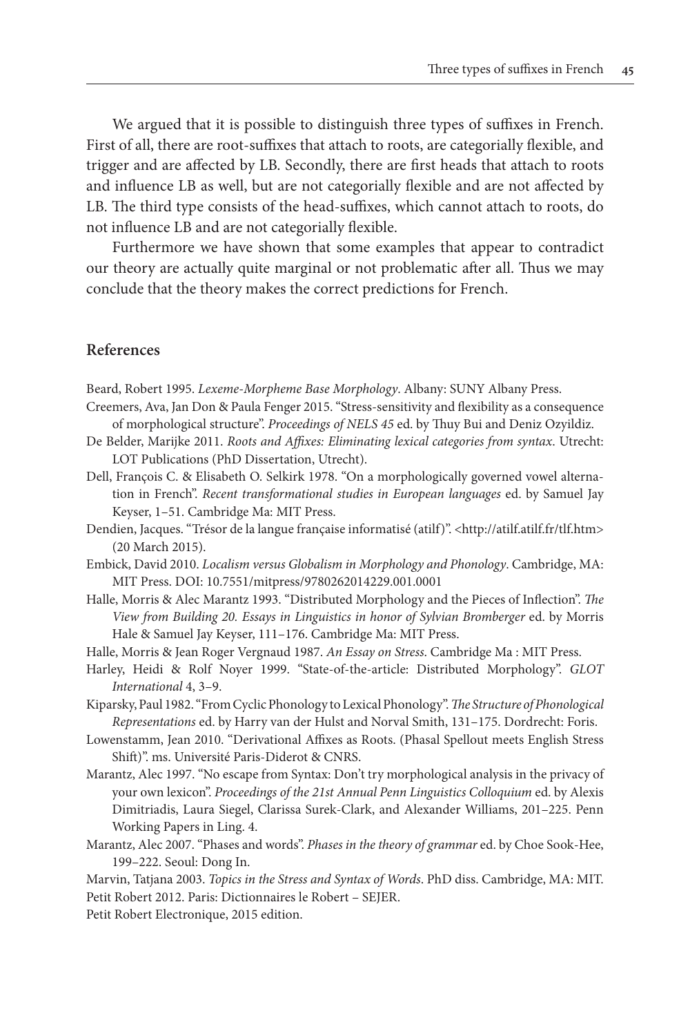We argued that it is possible to distinguish three types of suffixes in French. First of all, there are root-suffixes that attach to roots, are categorially flexible, and trigger and are affected by LB. Secondly, there are first heads that attach to roots and influence LB as well, but are not categorially flexible and are not affected by LB. The third type consists of the head-suffixes, which cannot attach to roots, do not influence LB and are not categorially flexible.

Furthermore we have shown that some examples that appear to contradict our theory are actually quite marginal or not problematic after all. Thus we may conclude that the theory makes the correct predictions for French.

## References

Beard, Robert 1995. *Lexeme-Morpheme Base Morphology*. Albany: SUNY Albany Press.

Creemers, Ava, Jan Don & Paula Fenger 2015. "Stress-sensitivity and flexibility as a consequence of morphological structure". *Proceedings of NELS 45* ed. by Thuy Bui and Deniz Ozyildiz.

De Belder, Marijke 2011. *Roots and Affixes: Eliminating lexical categories from syntax*. Utrecht: LOT Publications (PhD Dissertation, Utrecht).

Dell, François C. & Elisabeth O. Selkirk 1978. "On a morphologically governed vowel alternation in French". *Recent transformational studies in European languages* ed. by Samuel Jay Keyser, 1–51. Cambridge Ma: MIT Press.

Dendien, Jacques. "Trésor de la langue française informatisé (atilf)". <http://atilf.atilf.fr/tlf.htm> (20 March 2015).

Embick, David 2010. *Localism versus Globalism in Morphology and Phonology*. Cambridge, MA: MIT Press. DOI: 10.7551/mitpress/9780262014229.001.0001

Halle, Morris & Alec Marantz 1993. "Distributed Morphology and the Pieces of Inflection". *The View from Building 20. Essays in Linguistics in honor of Sylvian Bromberger* ed. by Morris Hale & Samuel Jay Keyser, 111–176. Cambridge Ma: MIT Press.

Halle, Morris & Jean Roger Vergnaud 1987. *An Essay on Stress*. Cambridge Ma : MIT Press.

Harley, Heidi & Rolf Noyer 1999. "State-of-the-article: Distributed Morphology". *GLOT International* 4, 3–9.

Kiparsky, Paul 1982. "From Cyclic Phonology to Lexical Phonology". *The Structure of Phonological Representations* ed. by Harry van der Hulst and Norval Smith, 131–175. Dordrecht: Foris.

Lowenstamm, Jean 2010. "Derivational Affixes as Roots. (Phasal Spellout meets English Stress Shift)". ms. Université Paris-Diderot & CNRS.

Marantz, Alec 1997. "No escape from Syntax: Don't try morphological analysis in the privacy of your own lexicon". *Proceedings of the 21st Annual Penn Linguistics Colloquium* ed. by Alexis Dimitriadis, Laura Siegel, Clarissa Surek-Clark, and Alexander Williams, 201–225. Penn Working Papers in Ling. 4.

Marantz, Alec 2007. "Phases and words". *Phases in the theory of grammar* ed. by Choe Sook-Hee, 199–222. Seoul: Dong In.

Marvin, Tatjana 2003. *Topics in the Stress and Syntax of Words*. PhD diss. Cambridge, MA: MIT.

Petit Robert 2012. Paris: Dictionnaires le Robert – SEJER.

Petit Robert Electronique, 2015 edition.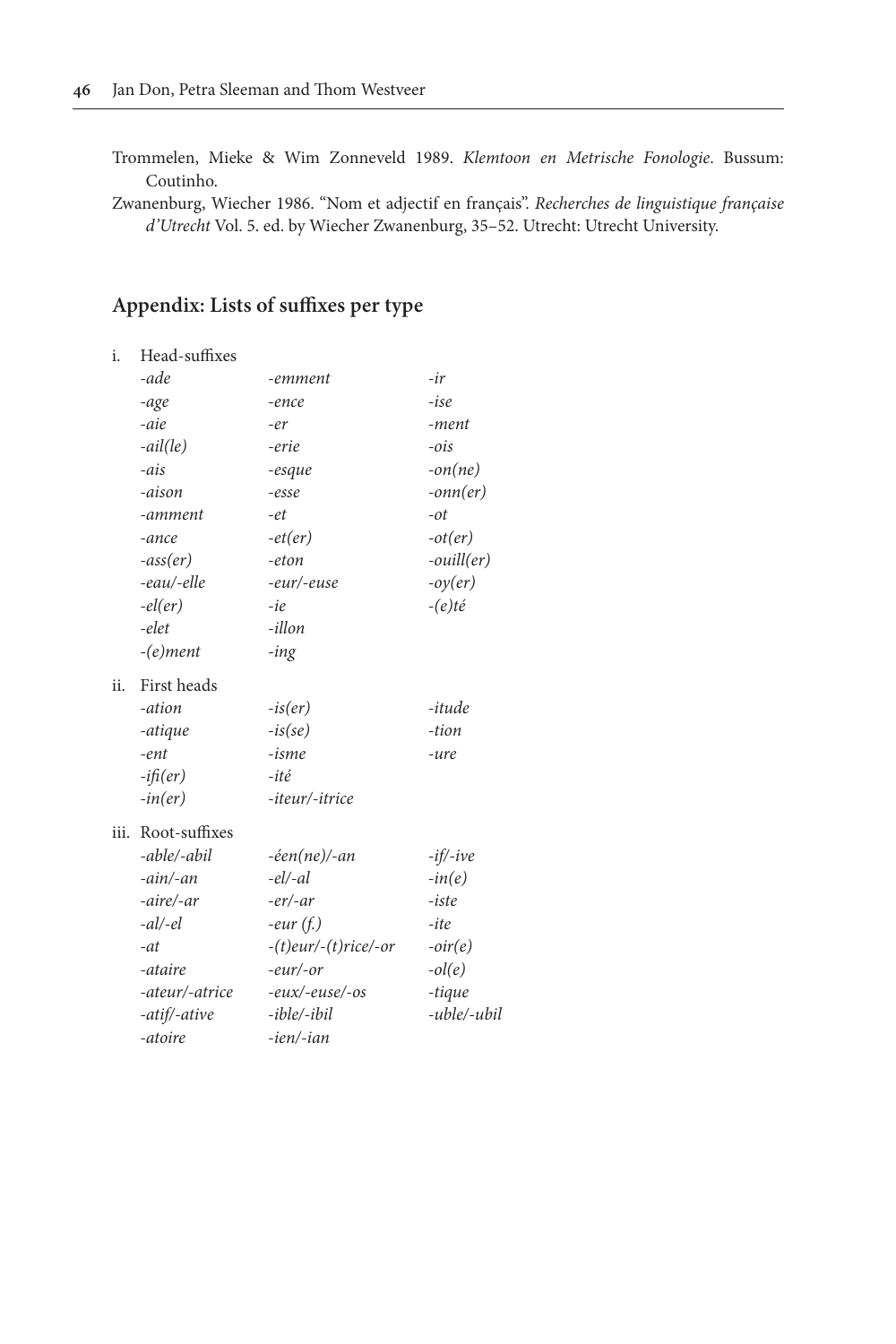Trommelen, Mieke & Wim Zonneveld 1989. *Klemtoon en Metrische Fonologie*. Bussum: Coutinho.

Zwanenburg, Wiecher 1986. "Nom et adjectif en français". *Recherches de linguistique française d'Utrecht* Vol. 5. ed. by Wiecher Zwanenburg, 35–52. Utrecht: Utrecht University.

## Appendix: Lists of suffixes per type

i. Head-suffixes

| | | |
|---|---|---|
| *-ade* | *-emment* | *-ir* |
| *-age* | *-ence* | *-ise* |
| *-aie* | *-er* | *-ment* |
| *-ail(le)* | *-erie* | *-ois* |
| *-ais* | *-esque* | *-on(ne)* |
| *-aison* | *-esse* | *-onn(er)* |
| *-amment* | *-et* | *-ot* |
| *-ance* | *-et(er)* | *-ot(er)* |
| *-ass(er)* | *-eton* | *-ouill(er)* |
| *-eau/-elle* | *-eur/-euse* | *-oy(er)* |
| *-el(er)* | *-ie* | *-(e)té* |
| *-elet* | *-illon* | |
| *-(e)ment* | *-ing* | |

ii. First heads

| | | |
|---|---|---|
| *-ation* | *-is(er)* | *-itude* |
| *-atique* | *-is(se)* | *-tion* |
| *-ent* | *-isme* | *-ure* |
| *-ifi(er)* | *-ité* | |
| *-in(er)* | *-iteur/-itrice* | |

iii. Root-suffixes

| | | |
|---|---|---|
| *-able/-abil* | *-éen(ne)/-an* | *-if/-ive* |
| *-ain/-an* | *-el/-al* | *-in(e)* |
| *-aire/-ar* | *-er/-ar* | *-iste* |
| *-al/-el* | *-eur (f.)* | *-ite* |
| *-at* | *-(t)eur/-(t)rice/-or* | *-oir(e)* |
| *-ataire* | *-eur/-or* | *-ol(e)* |
| *-ateur/-atrice* | *-eux/-euse/-os* | *-tique* |
| *-atif/-ative* | *-ible/-ibil* | *-uble/-ubil* |
| *-atoire* | *-ien/-ian* | |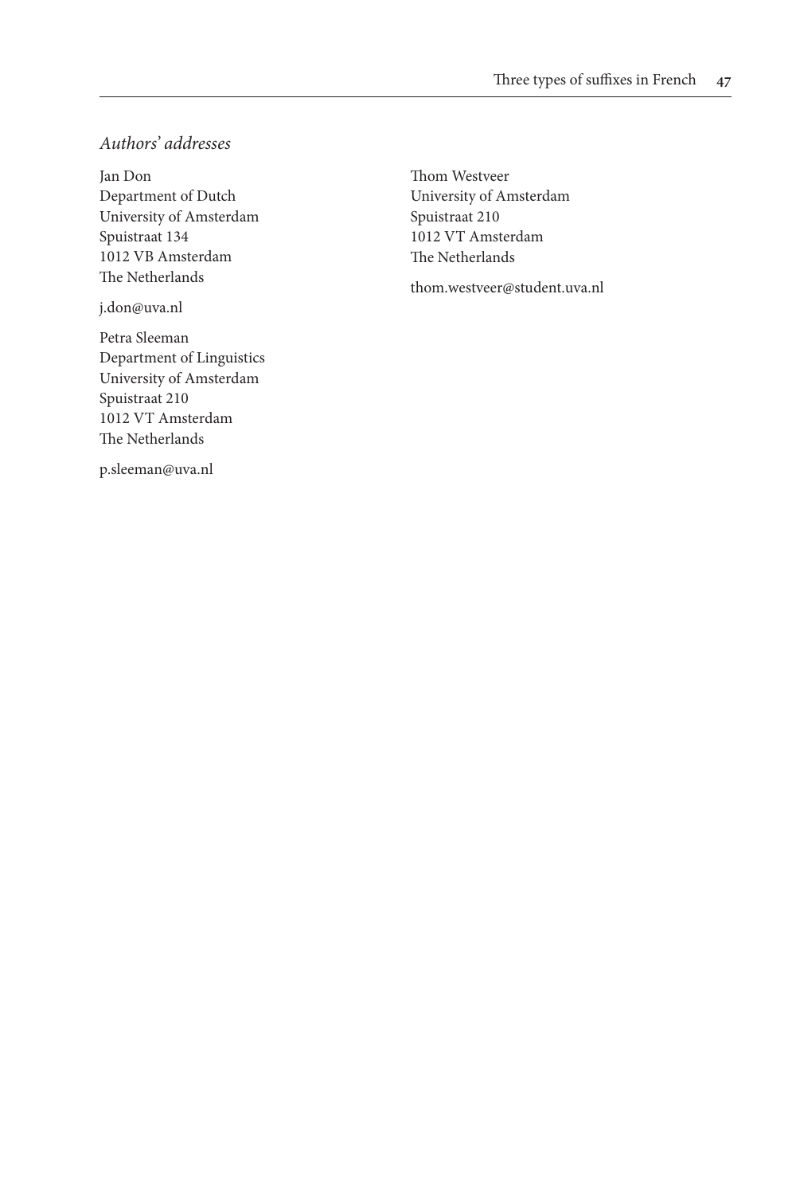*Authors' addresses*

Jan Don
Department of Dutch
University of Amsterdam
Spuistraat 134
1012 VB Amsterdam
The Netherlands

j.don@uva.nl

Petra Sleeman
Department of Linguistics
University of Amsterdam
Spuistraat 210
1012 VT Amsterdam
The Netherlands

p.sleeman@uva.nl

Thom Westveer
University of Amsterdam
Spuistraat 210
1012 VT Amsterdam
The Netherlands

thom.westveer@student.uva.nl